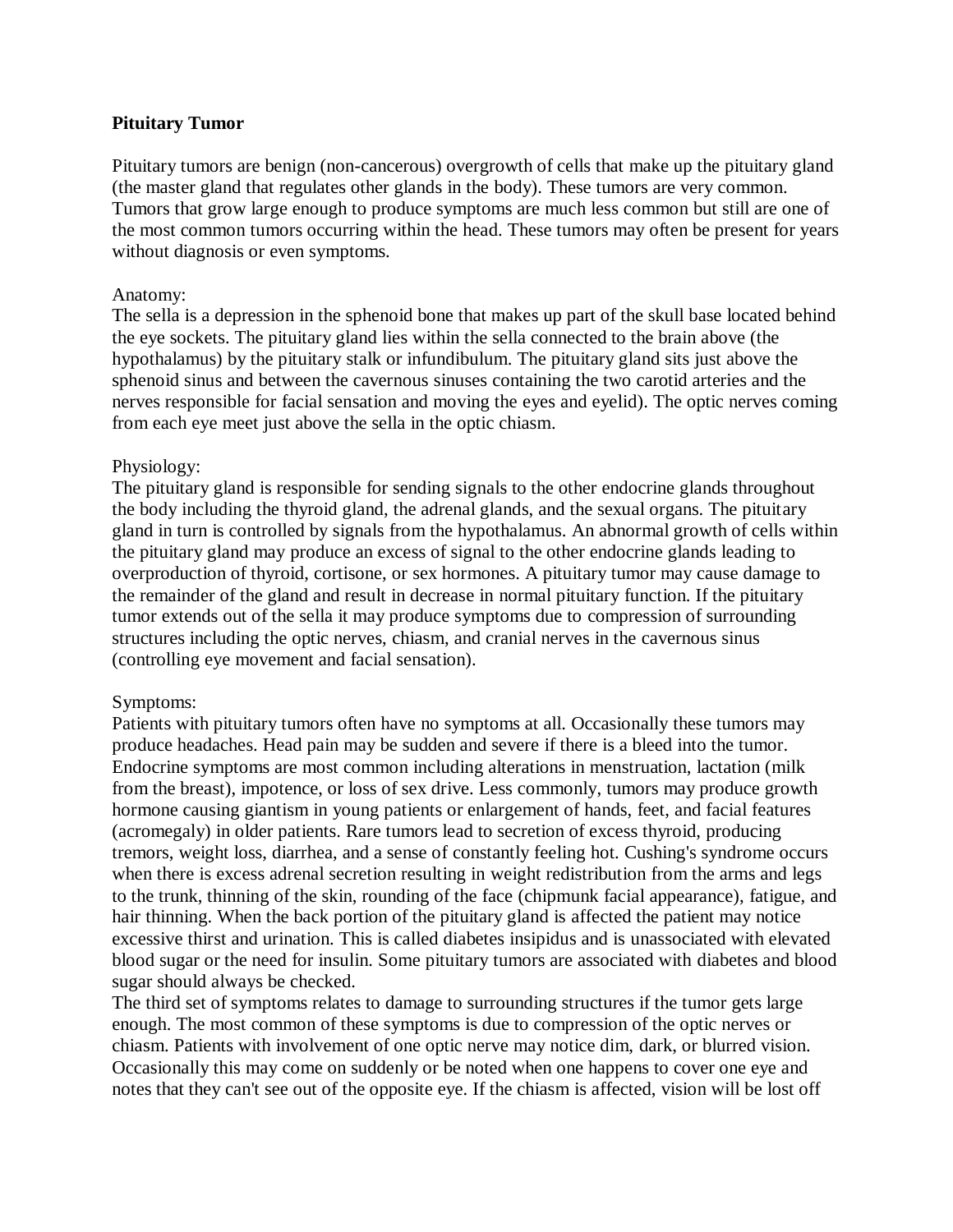**Pituitary Tumor**

Pituitary tumors are benign (non-cancerous) overgrowth of cells that make up the pituitary gland (the master gland that regulates other glands in the body). These tumors are very common. Tumors that grow large enough to produce symptoms are much less common but still are one of the most common tumors occurring within the head. These tumors may often be present for years without diagnosis or even symptoms.

Anatomy:
The sella is a depression in the sphenoid bone that makes up part of the skull base located behind the eye sockets. The pituitary gland lies within the sella connected to the brain above (the hypothalamus) by the pituitary stalk or infundibulum. The pituitary gland sits just above the sphenoid sinus and between the cavernous sinuses containing the two carotid arteries and the nerves responsible for facial sensation and moving the eyes and eyelid). The optic nerves coming from each eye meet just above the sella in the optic chiasm.

Physiology:
The pituitary gland is responsible for sending signals to the other endocrine glands throughout the body including the thyroid gland, the adrenal glands, and the sexual organs. The pituitary gland in turn is controlled by signals from the hypothalamus. An abnormal growth of cells within the pituitary gland may produce an excess of signal to the other endocrine glands leading to overproduction of thyroid, cortisone, or sex hormones. A pituitary tumor may cause damage to the remainder of the gland and result in decrease in normal pituitary function. If the pituitary tumor extends out of the sella it may produce symptoms due to compression of surrounding structures including the optic nerves, chiasm, and cranial nerves in the cavernous sinus (controlling eye movement and facial sensation).

Symptoms:
Patients with pituitary tumors often have no symptoms at all. Occasionally these tumors may produce headaches. Head pain may be sudden and severe if there is a bleed into the tumor. Endocrine symptoms are most common including alterations in menstruation, lactation (milk from the breast), impotence, or loss of sex drive. Less commonly, tumors may produce growth hormone causing giantism in young patients or enlargement of hands, feet, and facial features (acromegaly) in older patients. Rare tumors lead to secretion of excess thyroid, producing tremors, weight loss, diarrhea, and a sense of constantly feeling hot. Cushing's syndrome occurs when there is excess adrenal secretion resulting in weight redistribution from the arms and legs to the trunk, thinning of the skin, rounding of the face (chipmunk facial appearance), fatigue, and hair thinning. When the back portion of the pituitary gland is affected the patient may notice excessive thirst and urination. This is called diabetes insipidus and is unassociated with elevated blood sugar or the need for insulin. Some pituitary tumors are associated with diabetes and blood sugar should always be checked.
The third set of symptoms relates to damage to surrounding structures if the tumor gets large enough. The most common of these symptoms is due to compression of the optic nerves or chiasm. Patients with involvement of one optic nerve may notice dim, dark, or blurred vision. Occasionally this may come on suddenly or be noted when one happens to cover one eye and notes that they can't see out of the opposite eye. If the chiasm is affected, vision will be lost off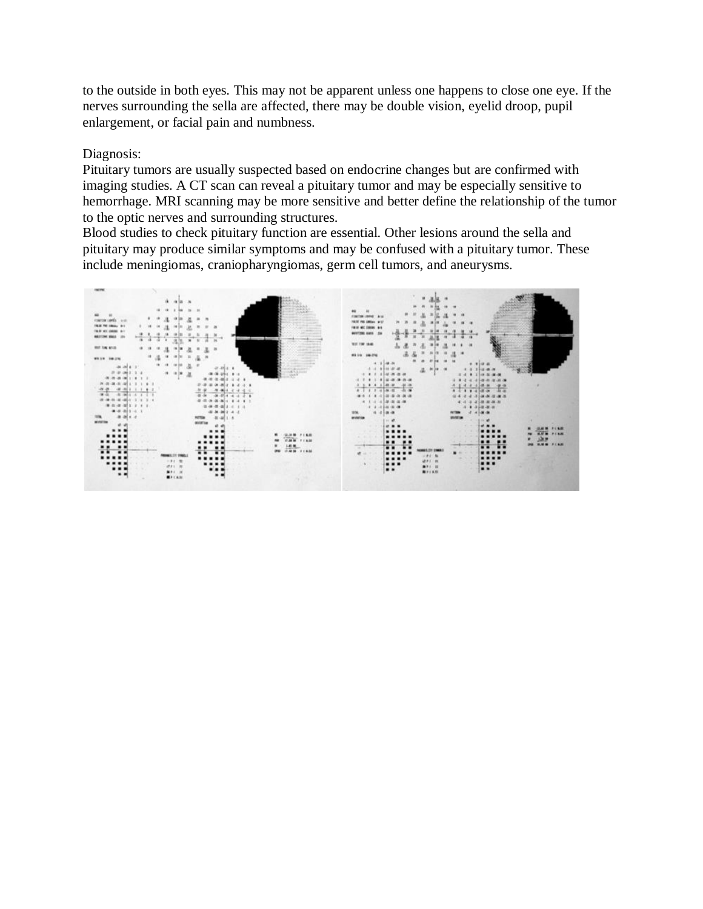to the outside in both eyes. This may not be apparent unless one happens to close one eye. If the nerves surrounding the sella are affected, there may be double vision, eyelid droop, pupil enlargement, or facial pain and numbness.

Diagnosis:

Pituitary tumors are usually suspected based on endocrine changes but are confirmed with imaging studies. A CT scan can reveal a pituitary tumor and may be especially sensitive to hemorrhage. MRI scanning may be more sensitive and better define the relationship of the tumor to the optic nerves and surrounding structures.

Blood studies to check pituitary function are essential. Other lesions around the sella and pituitary may produce similar symptoms and may be confused with a pituitary tumor. These include meningiomas, craniopharyngiomas, germ cell tumors, and aneurysms.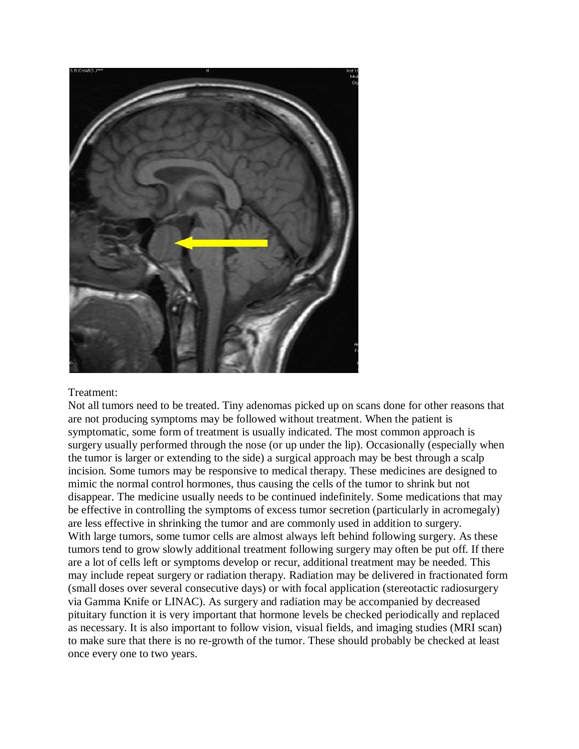Treatment:

Not all tumors need to be treated. Tiny adenomas picked up on scans done for other reasons that are not producing symptoms may be followed without treatment. When the patient is symptomatic, some form of treatment is usually indicated. The most common approach is surgery usually performed through the nose (or up under the lip). Occasionally (especially when the tumor is larger or extending to the side) a surgical approach may be best through a scalp incision. Some tumors may be responsive to medical therapy. These medicines are designed to mimic the normal control hormones, thus causing the cells of the tumor to shrink but not disappear. The medicine usually needs to be continued indefinitely. Some medications that may be effective in controlling the symptoms of excess tumor secretion (particularly in acromegaly) are less effective in shrinking the tumor and are commonly used in addition to surgery.

With large tumors, some tumor cells are almost always left behind following surgery. As these tumors tend to grow slowly additional treatment following surgery may often be put off. If there are a lot of cells left or symptoms develop or recur, additional treatment may be needed. This may include repeat surgery or radiation therapy. Radiation may be delivered in fractionated form (small doses over several consecutive days) or with focal application (stereotactic radiosurgery via Gamma Knife or LINAC). As surgery and radiation may be accompanied by decreased pituitary function it is very important that hormone levels be checked periodically and replaced as necessary. It is also important to follow vision, visual fields, and imaging studies (MRI scan) to make sure that there is no re-growth of the tumor. These should probably be checked at least once every one to two years.